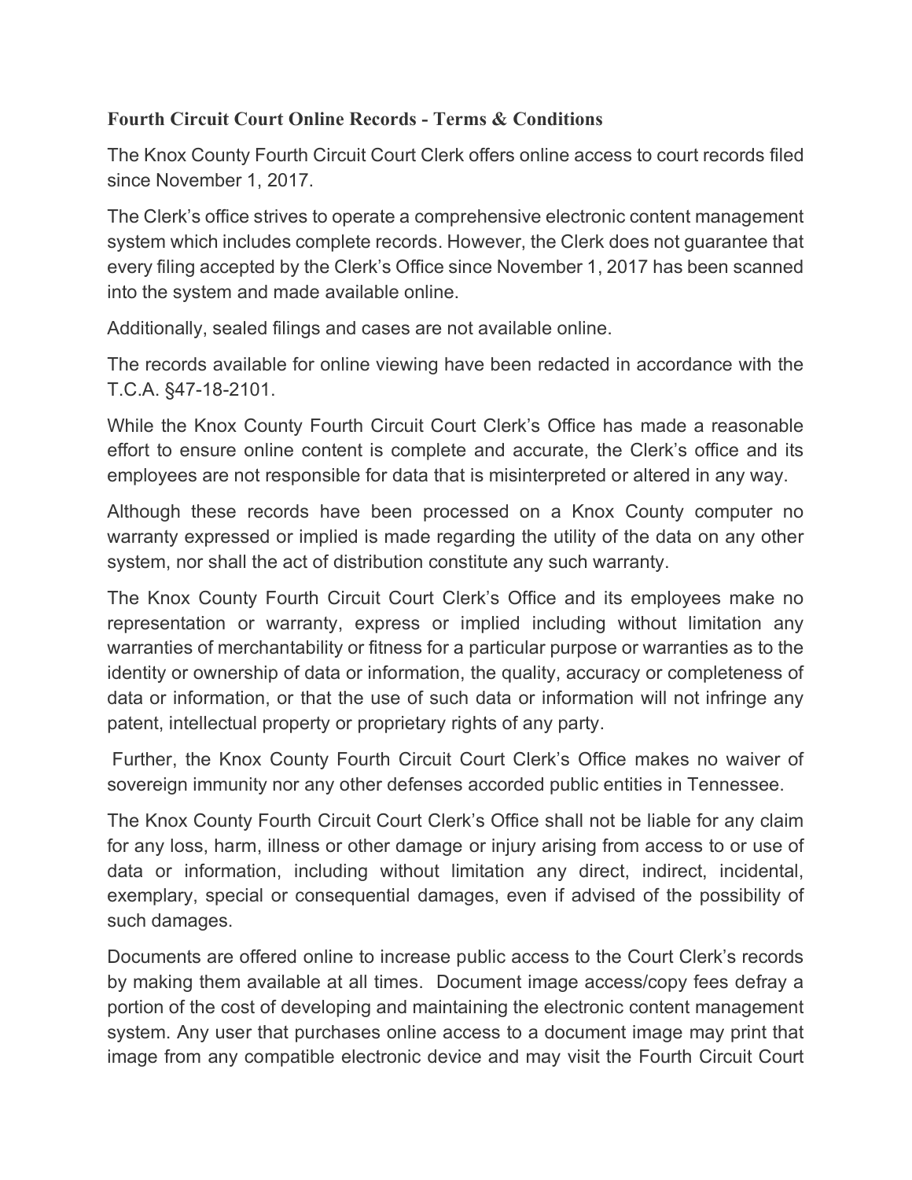**Fourth Circuit Court Online Records - Terms & Conditions**

The Knox County Fourth Circuit Court Clerk offers online access to court records filed since November 1, 2017.

The Clerk's office strives to operate a comprehensive electronic content management system which includes complete records. However, the Clerk does not guarantee that every filing accepted by the Clerk's Office since November 1, 2017 has been scanned into the system and made available online.

Additionally, sealed filings and cases are not available online.

The records available for online viewing have been redacted in accordance with the T.C.A. §47-18-2101.

While the Knox County Fourth Circuit Court Clerk's Office has made a reasonable effort to ensure online content is complete and accurate, the Clerk's office and its employees are not responsible for data that is misinterpreted or altered in any way.

Although these records have been processed on a Knox County computer no warranty expressed or implied is made regarding the utility of the data on any other system, nor shall the act of distribution constitute any such warranty.

The Knox County Fourth Circuit Court Clerk's Office and its employees make no representation or warranty, express or implied including without limitation any warranties of merchantability or fitness for a particular purpose or warranties as to the identity or ownership of data or information, the quality, accuracy or completeness of data or information, or that the use of such data or information will not infringe any patent, intellectual property or proprietary rights of any party.

Further, the Knox County Fourth Circuit Court Clerk's Office makes no waiver of sovereign immunity nor any other defenses accorded public entities in Tennessee.

The Knox County Fourth Circuit Court Clerk's Office shall not be liable for any claim for any loss, harm, illness or other damage or injury arising from access to or use of data or information, including without limitation any direct, indirect, incidental, exemplary, special or consequential damages, even if advised of the possibility of such damages.

Documents are offered online to increase public access to the Court Clerk's records by making them available at all times. Document image access/copy fees defray a portion of the cost of developing and maintaining the electronic content management system. Any user that purchases online access to a document image may print that image from any compatible electronic device and may visit the Fourth Circuit Court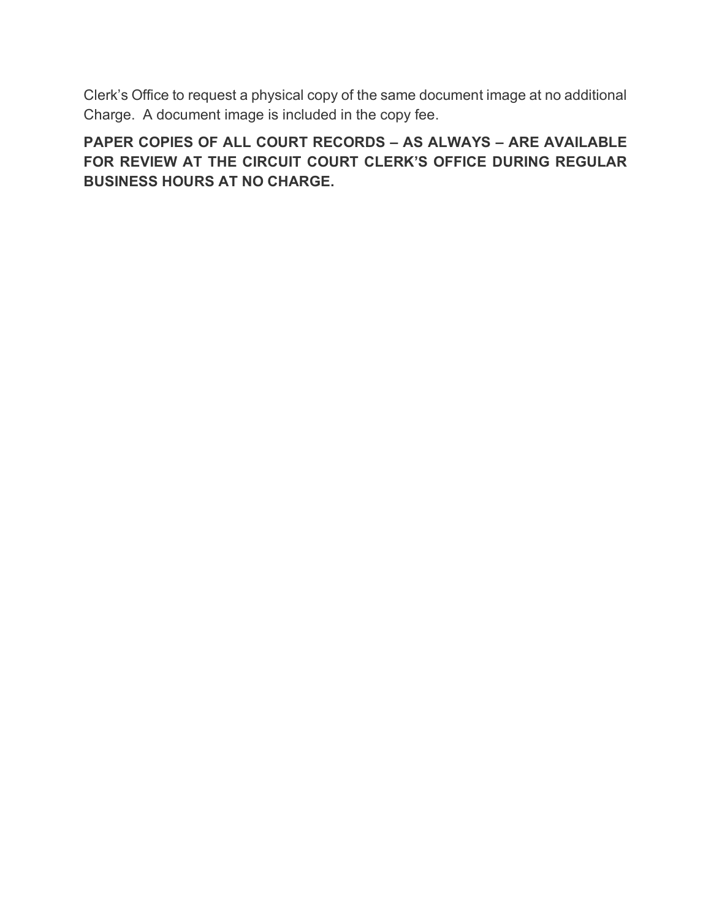Clerk's Office to request a physical copy of the same document image at no additional Charge. A document image is included in the copy fee.

**PAPER COPIES OF ALL COURT RECORDS – AS ALWAYS – ARE AVAILABLE FOR REVIEW AT THE CIRCUIT COURT CLERK'S OFFICE DURING REGULAR BUSINESS HOURS AT NO CHARGE.**